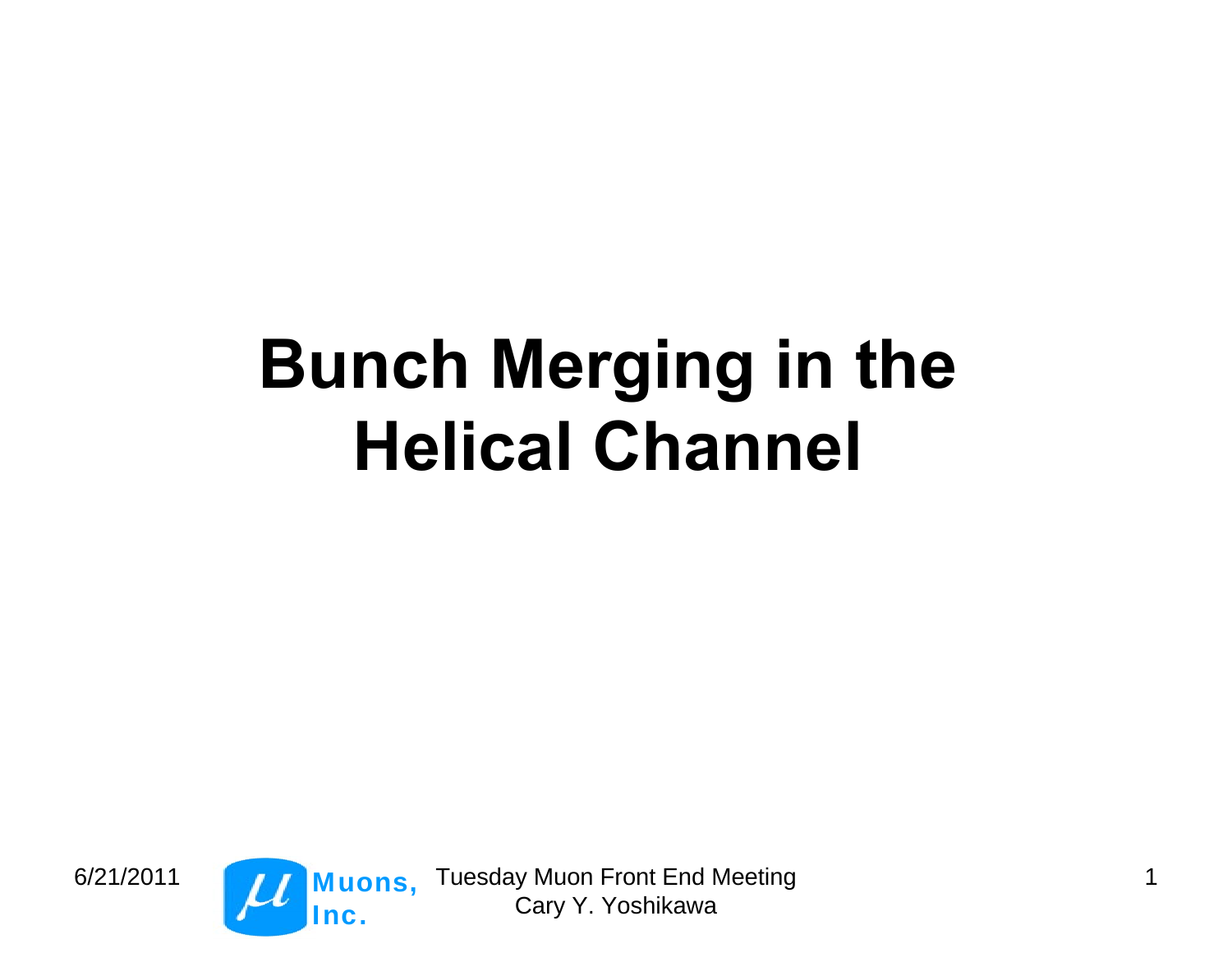# Bunch Merging in the Helical Channel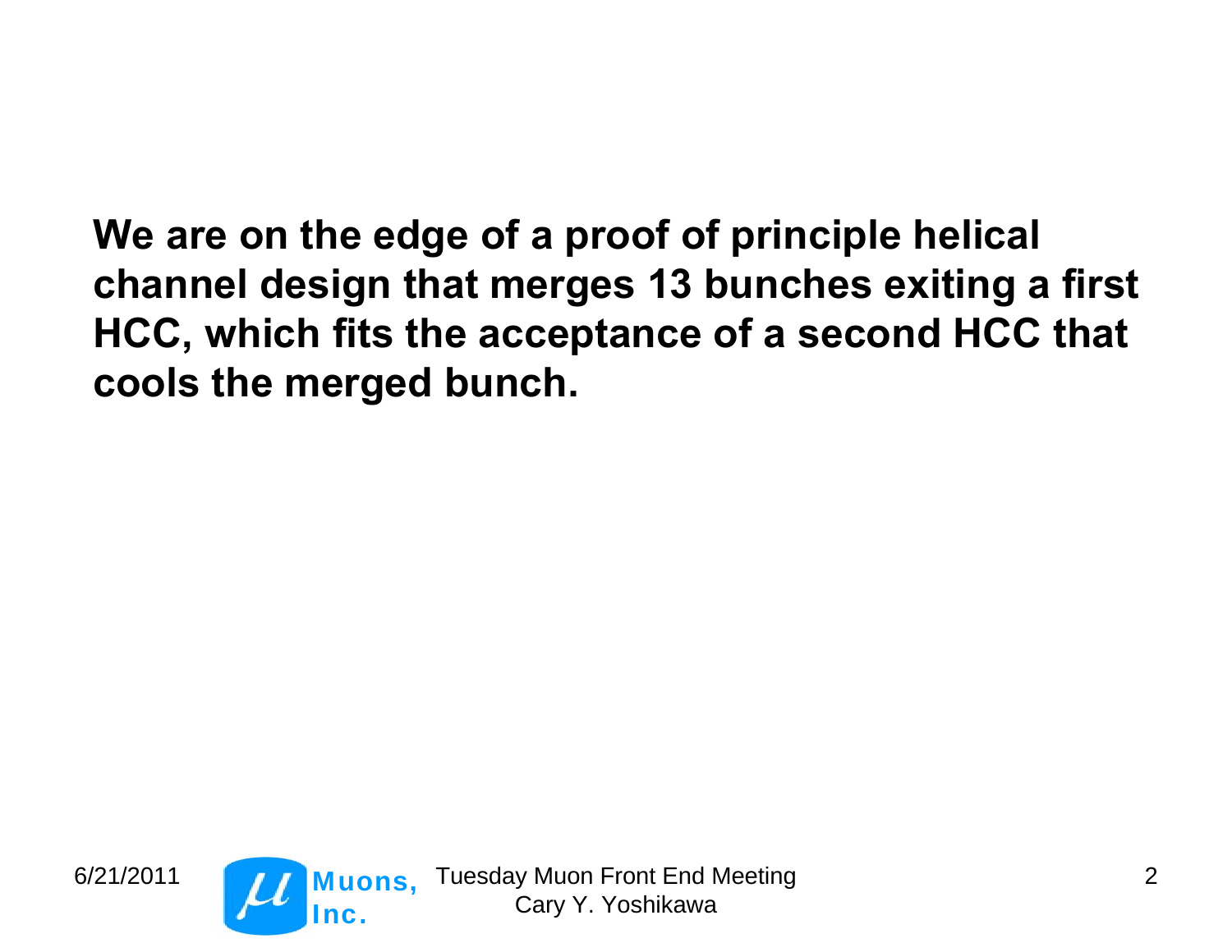**We are on the edge of a proof of principle helical channel design that merges 13 bunches exiting a first HCC, which fits the acceptance of a second HCC that cools the merged bunch.**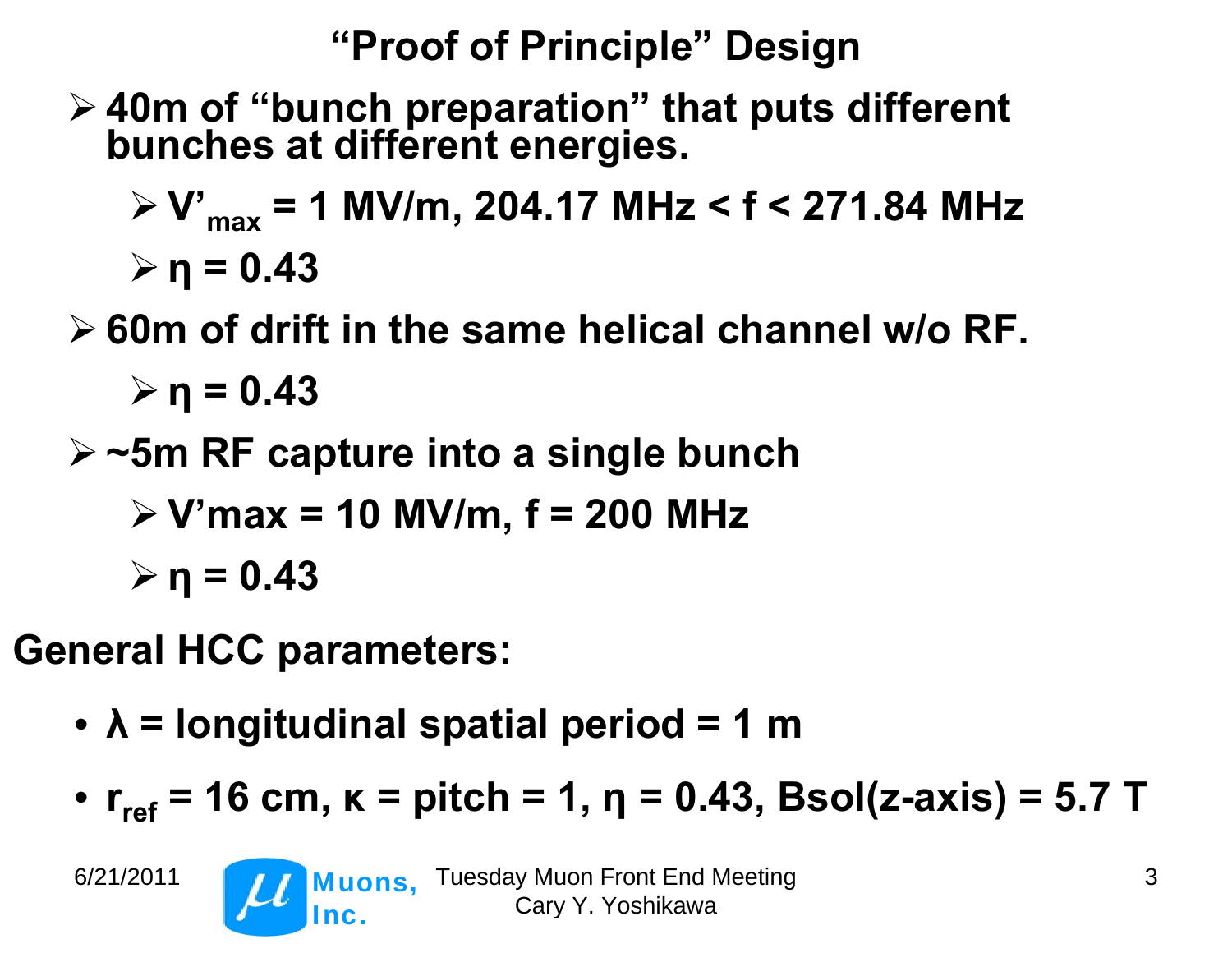# "Proof of Principle" Design

- 40m of "bunch preparation" that puts different bunches at different energies.
  - $V'_{max}$ = 1 MV/m, 204.17 MHz < f < 271.84 MHz
  - $\eta$ = 0.43
- 60m of drift in the same helical channel w/o RF.
  - $\eta$ = 0.43
- ~5m RF capture into a single bunch
  - V'max = 10 MV/m, f = 200 MHz
  - $\eta$ = 0.43

**General HCC parameters:**

- $\lambda$ = longitudinal spatial period = 1 m
- $r_{ref}$ = 16 cm, $\kappa$ = pitch = 1, $\eta$ = 0.43, Bsol(z-axis) = 5.7 T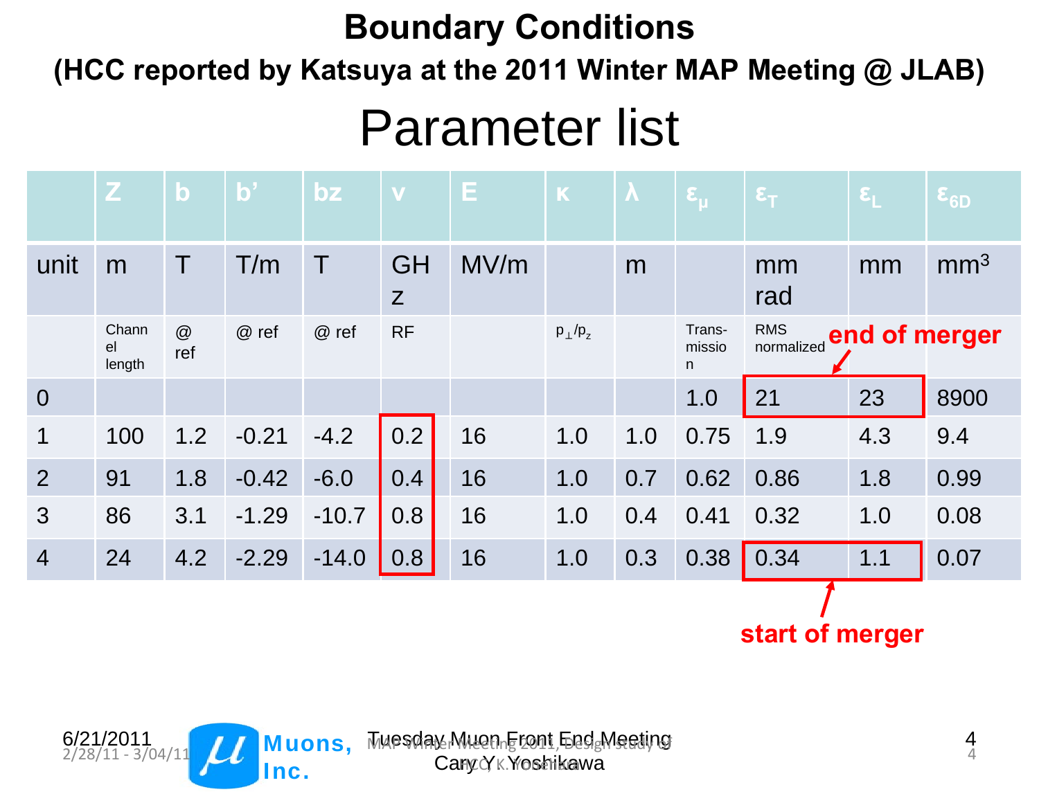# Boundary Conditions

## (HCC reported by Katsuya at the 2011 Winter MAP Meeting @ JLAB)

## Parameter list

| | Z | b | b' | bz | ν | E | κ | λ | $\varepsilon_\mu$ | $\varepsilon_T$ | $\varepsilon_L$ | $\varepsilon_{6D}$ |
|---|---|---|---|---|---|---|---|---|---|---|---|---|
| unit | m | T | T/m | T | GHz | MV/m | | m | | mm rad | mm | mm$^3$ |
| | Channel length | @ ref | @ ref | @ ref | RF | | $p_\perp/p_z$ | | Transmission | RMS normalized | | |
| 0 | | | | | | | | | 1.0 | 21 | 23 | 8900 |
| 1 | 100 | 1.2 | -0.21 | -4.2 | 0.2 | 16 | 1.0 | 1.0 | 0.75 | 1.9 | 4.3 | 9.4 |
| 2 | 91 | 1.8 | -0.42 | -6.0 | 0.4 | 16 | 1.0 | 0.7 | 0.62 | 0.86 | 1.8 | 0.99 |
| 3 | 86 | 3.1 | -1.29 | -10.7 | 0.8 | 16 | 1.0 | 0.4 | 0.41 | 0.32 | 1.0 | 0.08 |
| 4 | 24 | 4.2 | -2.29 | -14.0 | 0.8 | 16 | 1.0 | 0.3 | 0.38 | 0.34 | 1.1 | 0.07 |

**end of merger** (row 0, $\varepsilon_T$ and $\varepsilon_L$)

**start of merger** (row 4, $\varepsilon_T$ and $\varepsilon_L$)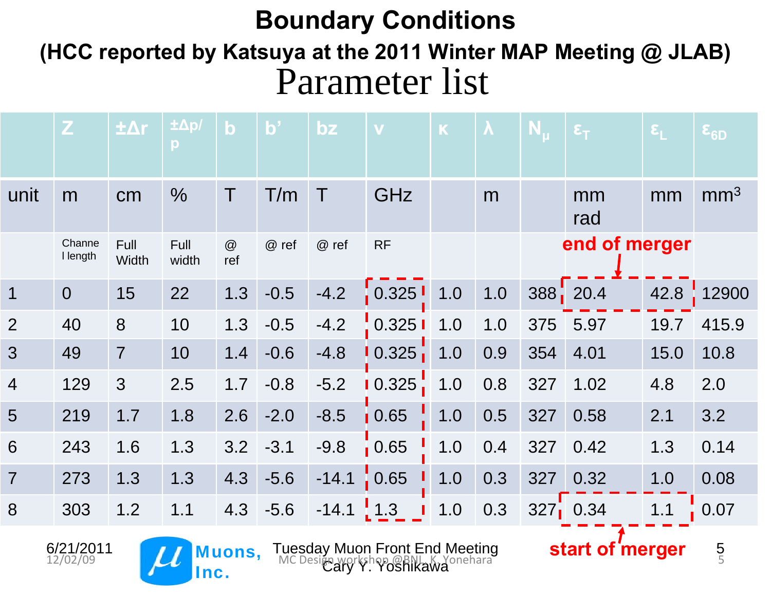# Boundary Conditions

## (HCC reported by Katsuya at the 2011 Winter MAP Meeting @ JLAB)

## Parameter list

| | Z | ±Δr | ±Δp/p | b | b' | bz | ν | κ | λ | $N_\mu$ | $\varepsilon_T$ | $\varepsilon_L$ | $\varepsilon_{6D}$ |
|---|---|---|---|---|---|---|---|---|---|---|---|---|---|
| unit | m | cm | % | T | T/m | T | GHz | | m | | mm rad | mm | $mm^3$ |
| | Channel length | Full Width | Full width | @ ref | @ ref | @ ref | RF | | | | end of merger | | |
| 1 | 0 | 15 | 22 | 1.3 | -0.5 | -4.2 | 0.325 | 1.0 | 1.0 | 388 | 20.4 | 42.8 | 12900 |
| 2 | 40 | 8 | 10 | 1.3 | -0.5 | -4.2 | 0.325 | 1.0 | 1.0 | 375 | 5.97 | 19.7 | 415.9 |
| 3 | 49 | 7 | 10 | 1.4 | -0.6 | -4.8 | 0.325 | 1.0 | 0.9 | 354 | 4.01 | 15.0 | 10.8 |
| 4 | 129 | 3 | 2.5 | 1.7 | -0.8 | -5.2 | 0.325 | 1.0 | 0.8 | 327 | 1.02 | 4.8 | 2.0 |
| 5 | 219 | 1.7 | 1.8 | 2.6 | -2.0 | -8.5 | 0.65 | 1.0 | 0.5 | 327 | 0.58 | 2.1 | 3.2 |
| 6 | 243 | 1.6 | 1.3 | 3.2 | -3.1 | -9.8 | 0.65 | 1.0 | 0.4 | 327 | 0.42 | 1.3 | 0.14 |
| 7 | 273 | 1.3 | 1.3 | 4.3 | -5.6 | -14.1 | 0.65 | 1.0 | 0.3 | 327 | 0.32 | 1.0 | 0.08 |
| 8 | 303 | 1.2 | 1.1 | 4.3 | -5.6 | -14.1 | 1.3 | 1.0 | 0.3 | 327 | 0.34 | 1.1 | 0.07 |

start of merger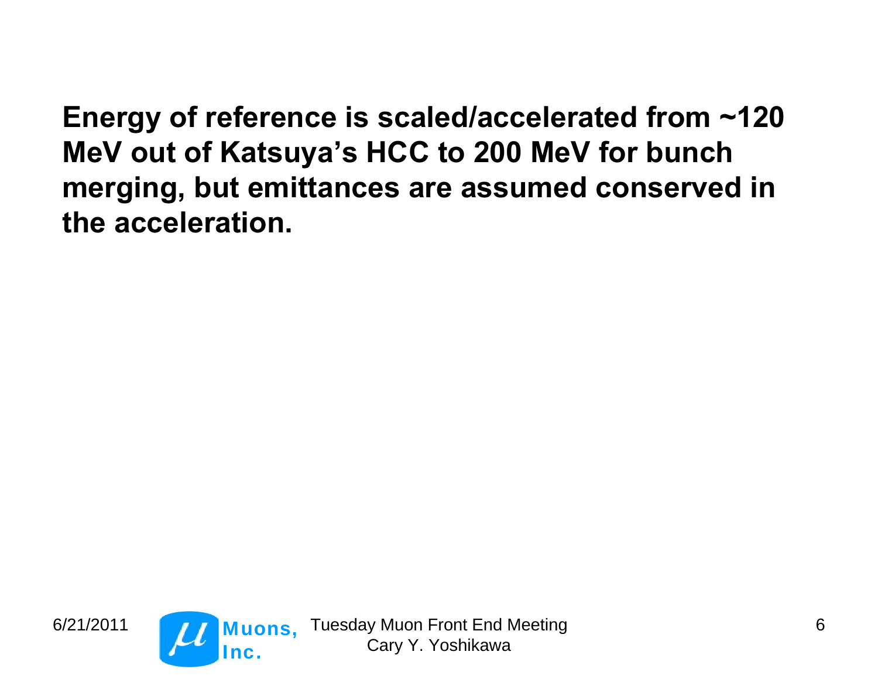**Energy of reference is scaled/accelerated from ~120 MeV out of Katsuya's HCC to 200 MeV for bunch merging, but emittances are assumed conserved in the acceleration.**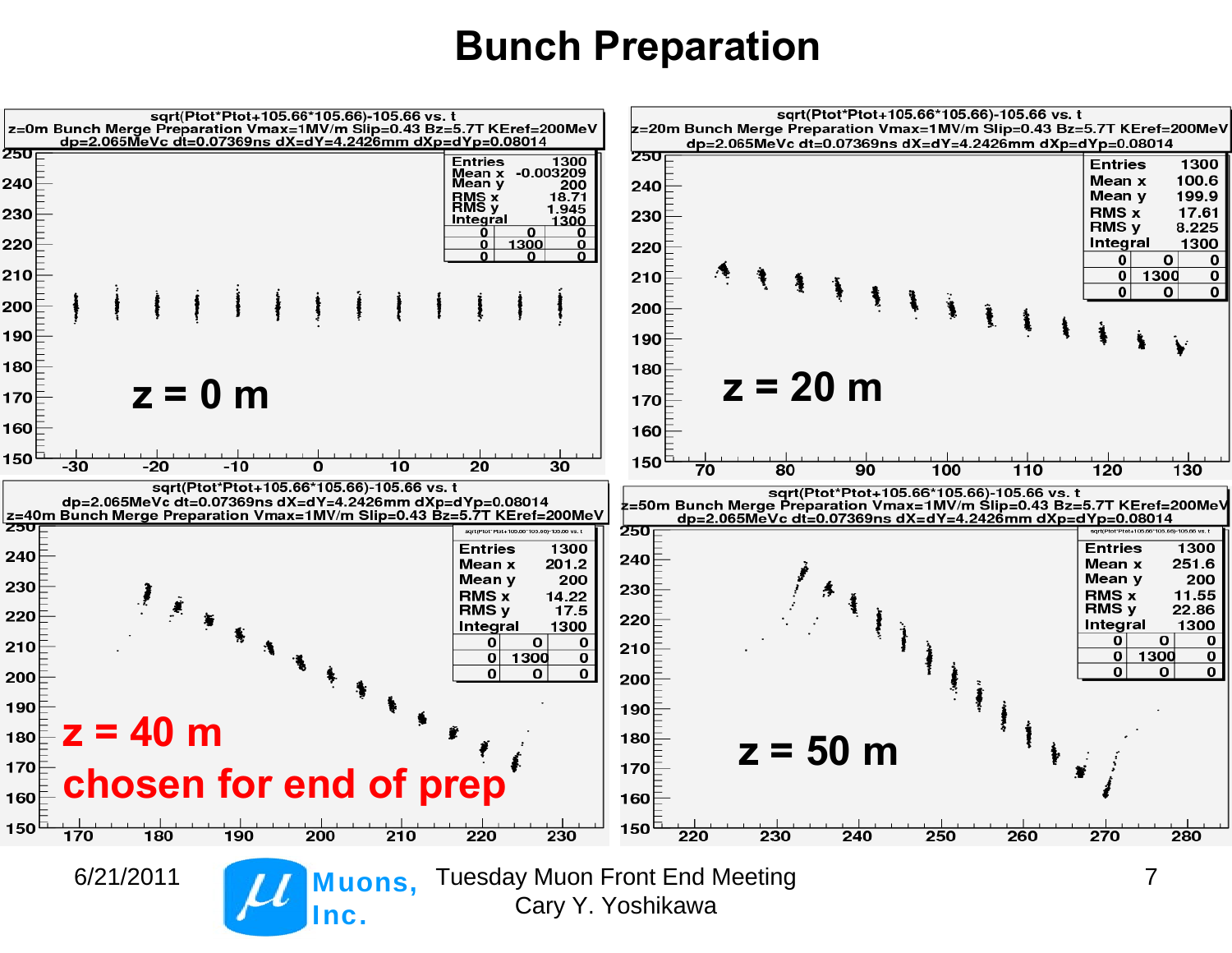# Bunch Preparation

**sqrt(Ptot*Ptot+105.66*105.66)-105.66 vs. t**
z=0m Bunch Merge Preparation Vmax=1MV/m Slip=0.43 Bz=5.7T KEref=200MeV
dp=2.065MeVc dt=0.07369ns dX=dY=4.2426mm dXp=dYp=0.08014

| Entries | 1300 |
|---|---|
| Mean x | -0.003209 |
| Mean y | 200 |
| RMS x | 18.71 |
| RMS y | 1.945 |
| Integral | 1300 |

**z = 0 m**

**sqrt(Ptot*Ptot+105.66*105.66)-105.66 vs. t**
z=20m Bunch Merge Preparation Vmax=1MV/m Slip=0.43 Bz=5.7T KEref=200MeV
dp=2.065MeVc dt=0.07369ns dX=dY=4.2426mm dXp=dYp=0.08014

| Entries | 1300 |
|---|---|
| Mean x | 100.6 |
| Mean y | 199.9 |
| RMS x | 17.61 |
| RMS y | 8.225 |
| Integral | 1300 |

**z = 20 m**

**sqrt(Ptot*Ptot+105.66*105.66)-105.66 vs. t**
dp=2.065MeVc dt=0.07369ns dX=dY=4.2426mm dXp=dYp=0.08014
z=40m Bunch Merge Preparation Vmax=1MV/m Slip=0.43 Bz=5.7T KEref=200MeV

| Entries | 1300 |
|---|---|
| Mean x | 201.2 |
| Mean y | 200 |
| RMS x | 14.22 |
| RMS y | 17.5 |
| Integral | 1300 |

**z = 40 m**
**chosen for end of prep**

**sqrt(Ptot*Ptot+105.66*105.66)-105.66 vs. t**
z=50m Bunch Merge Preparation Vmax=1MV/m Slip=0.43 Bz=5.7T KEref=200MeV
dp=2.065MeVc dt=0.07369ns dX=dY=4.2426mm dXp=dYp=0.08014

| Entries | 1300 |
|---|---|
| Mean x | 251.6 |
| Mean y | 200 |
| RMS x | 11.55 |
| RMS y | 22.86 |
| Integral | 1300 |

**z = 50 m**

6/21/2011 Muons, Inc. Tuesday Muon Front End Meeting
Cary Y. Yoshikawa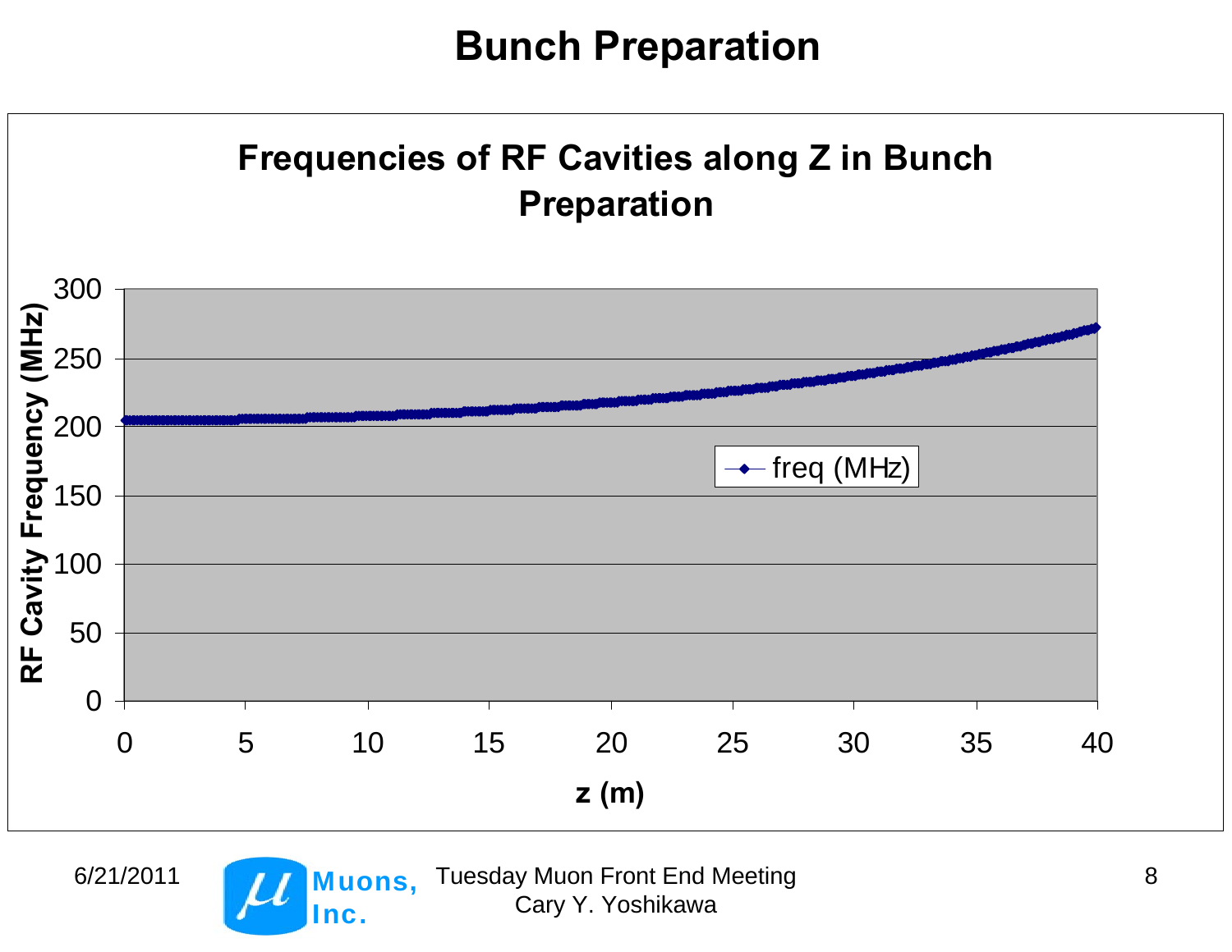# Bunch Preparation

**Frequencies of RF Cavities along Z in Bunch Preparation**

RF Cavity Frequency (MHz) vs. z (m)

Legend: freq (MHz)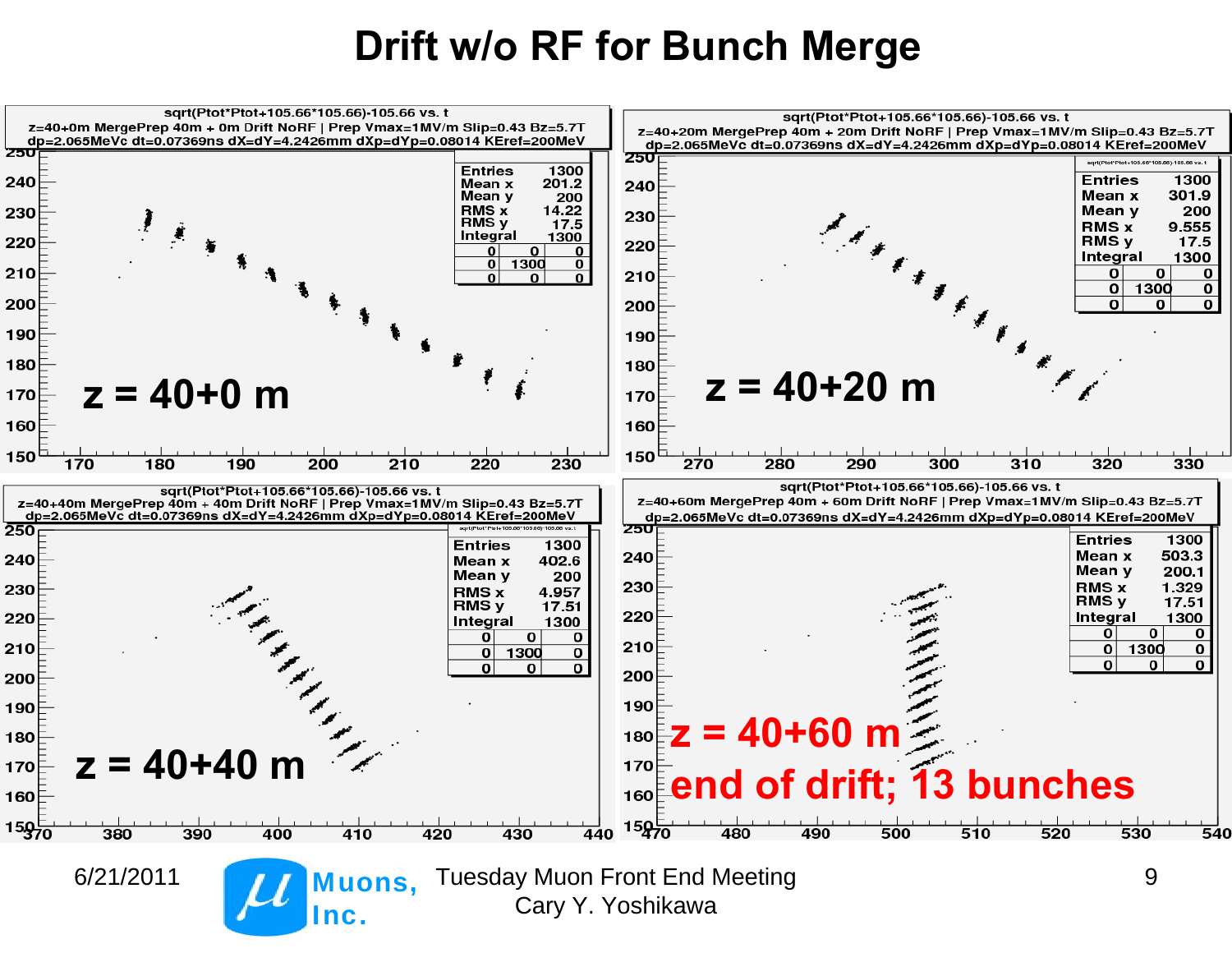# Drift w/o RF for Bunch Merge

**Plot 1**

sqrt(Ptot*Ptot+105.66*105.66)-105.66 vs. t

z=40+0m MergePrep 40m + 0m Drift NoRF | Prep Vmax=1MV/m Slip=0.43 Bz=5.7T

dp=2.065MeVc dt=0.07369ns dX=dY=4.2426mm dXp=dYp=0.08014 KEref=200MeV

| | |
|---|---|
| Entries | 1300 |
| Mean x | 201.2 |
| Mean y | 200 |
| RMS x | 14.22 |
| RMS y | 17.5 |
| Integral | 1300 |

**z = 40+0 m**

**Plot 2**

sqrt(Ptot*Ptot+105.66*105.66)-105.66 vs. t

z=40+20m MergePrep 40m + 20m Drift NoRF | Prep Vmax=1MV/m Slip=0.43 Bz=5.7T

dp=2.065MeVc dt=0.07369ns dX=dY=4.2426mm dXp=dYp=0.08014 KEref=200MeV

| | |
|---|---|
| Entries | 1300 |
| Mean x | 301.9 |
| Mean y | 200 |
| RMS x | 9.555 |
| RMS y | 17.5 |
| Integral | 1300 |

**z = 40+20 m**

**Plot 3**

sqrt(Ptot*Ptot+105.66*105.66)-105.66 vs. t

z=40+40m MergePrep 40m + 40m Drift NoRF | Prep Vmax=1MV/m Slip=0.43 Bz=5.7T

dp=2.065MeVc dt=0.07369ns dX=dY=4.2426mm dXp=dYp=0.08014 KEref=200MeV

| | |
|---|---|
| Entries | 1300 |
| Mean x | 402.6 |
| Mean y | 200 |
| RMS x | 4.957 |
| RMS y | 17.51 |
| Integral | 1300 |

**z = 40+40 m**

**Plot 4**

sqrt(Ptot*Ptot+105.66*105.66)-105.66 vs. t

z=40+60m MergePrep 40m + 60m Drift NoRF | Prep Vmax=1MV/m Slip=0.43 Bz=5.7T

dp=2.065MeVc dt=0.07369ns dX=dY=4.2426mm dXp=dYp=0.08014 KEref=200MeV

| | |
|---|---|
| Entries | 1300 |
| Mean x | 503.3 |
| Mean y | 200.1 |
| RMS x | 1.329 |
| RMS y | 17.51 |
| Integral | 1300 |

**z = 40+60 m**

**end of drift; 13 bunches**

6/21/2011 Muons, Inc. Tuesday Muon Front End Meeting Cary Y. Yoshikawa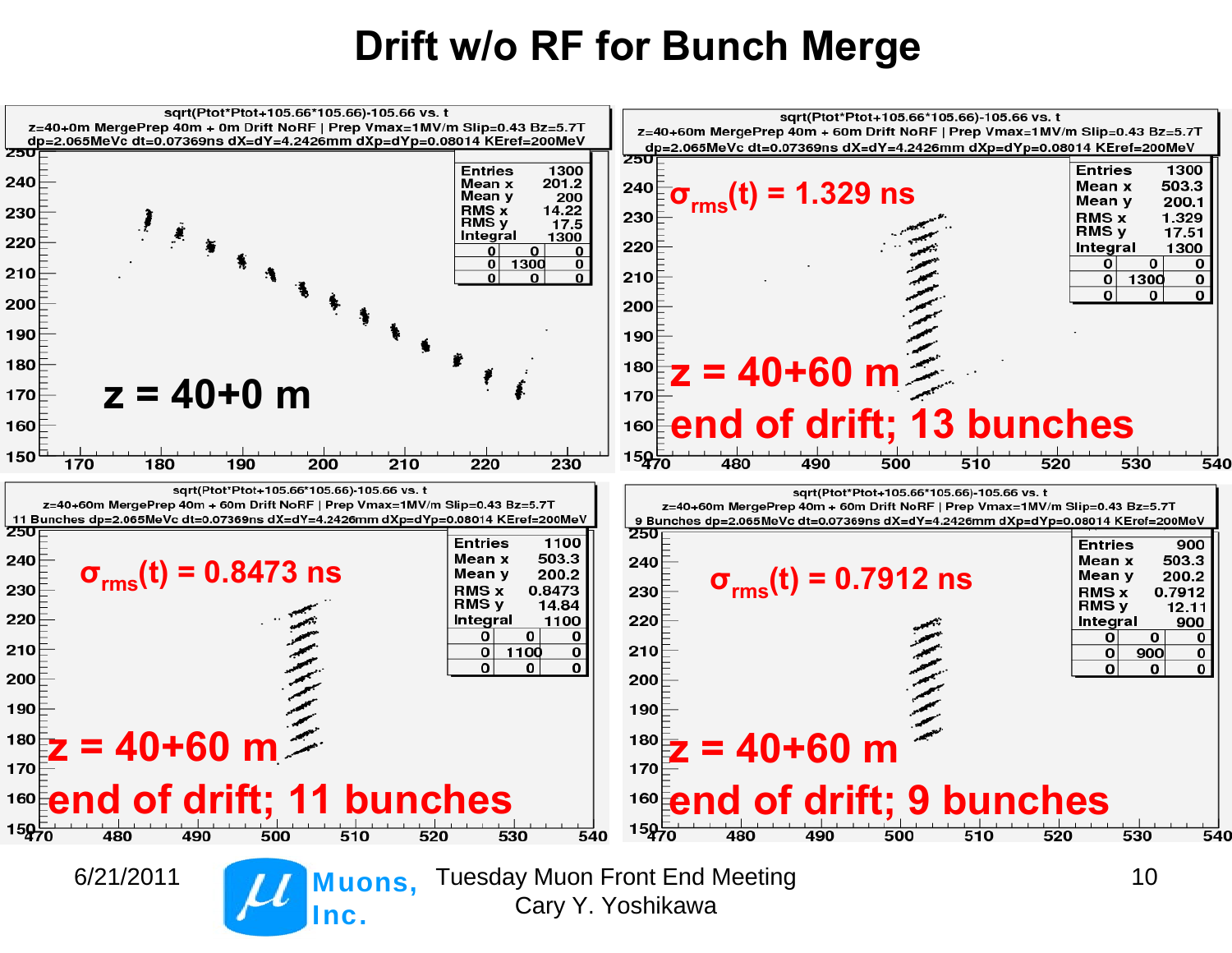# Drift w/o RF for Bunch Merge

**sqrt(Ptot*Ptot+105.66*105.66)-105.66 vs. t**
z=40+0m MergePrep 40m + 0m Drift NoRF | Prep Vmax=1MV/m Slip=0.43 Bz=5.7T
dp=2.065MeVc dt=0.07369ns dX=dY=4.2426mm dXp=dYp=0.08014 KEref=200MeV

| Entries | 1300 |
|---|---|
| Mean x | 201.2 |
| Mean y | 200 |
| RMS x | 14.22 |
| RMS y | 17.5 |
| Integral | 1300 |

z = 40+0 m

**sqrt(Ptot*Ptot+105.66*105.66)-105.66 vs. t**
z=40+60m MergePrep 40m + 60m Drift NoRF | Prep Vmax=1MV/m Slip=0.43 Bz=5.7T
dp=2.065MeVc dt=0.07369ns dX=dY=4.2426mm dXp=dYp=0.08014 KEref=200MeV

| Entries | 1300 |
|---|---|
| Mean x | 503.3 |
| Mean y | 200.1 |
| RMS x | 1.329 |
| RMS y | 17.51 |
| Integral | 1300 |

$\sigma_{rms}(t)$ = 1.329 ns

z = 40+60 m
end of drift; 13 bunches

**sqrt(Ptot*Ptot+105.66*105.66)-105.66 vs. t**
z=40+60m MergePrep 40m + 60m Drift NoRF | Prep Vmax=1MV/m Slip=0.43 Bz=5.7T
11 Bunches dp=2.065MeVc dt=0.07369ns dX=dY=4.2426mm dXp=dYp=0.08014 KEref=200MeV

| Entries | 1100 |
|---|---|
| Mean x | 503.3 |
| Mean y | 200.2 |
| RMS x | 0.8473 |
| RMS y | 14.84 |
| Integral | 1100 |

$\sigma_{rms}(t)$ = 0.8473 ns

z = 40+60 m
end of drift; 11 bunches

**sqrt(Ptot*Ptot+105.66*105.66)-105.66 vs. t**
z=40+60m MergePrep 40m + 60m Drift NoRF | Prep Vmax=1MV/m Slip=0.43 Bz=5.7T
9 Bunches dp=2.065MeVc dt=0.07369ns dX=dY=4.2426mm dXp=dYp=0.08014 KEref=200MeV

| Entries | 900 |
|---|---|
| Mean x | 503.3 |
| Mean y | 200.2 |
| RMS x | 0.7912 |
| RMS y | 12.11 |
| Integral | 900 |

$\sigma_{rms}(t)$ = 0.7912 ns

z = 40+60 m
end of drift; 9 bunches

6/21/2011 Muons, Inc. Tuesday Muon Front End Meeting
Cary Y. Yoshikawa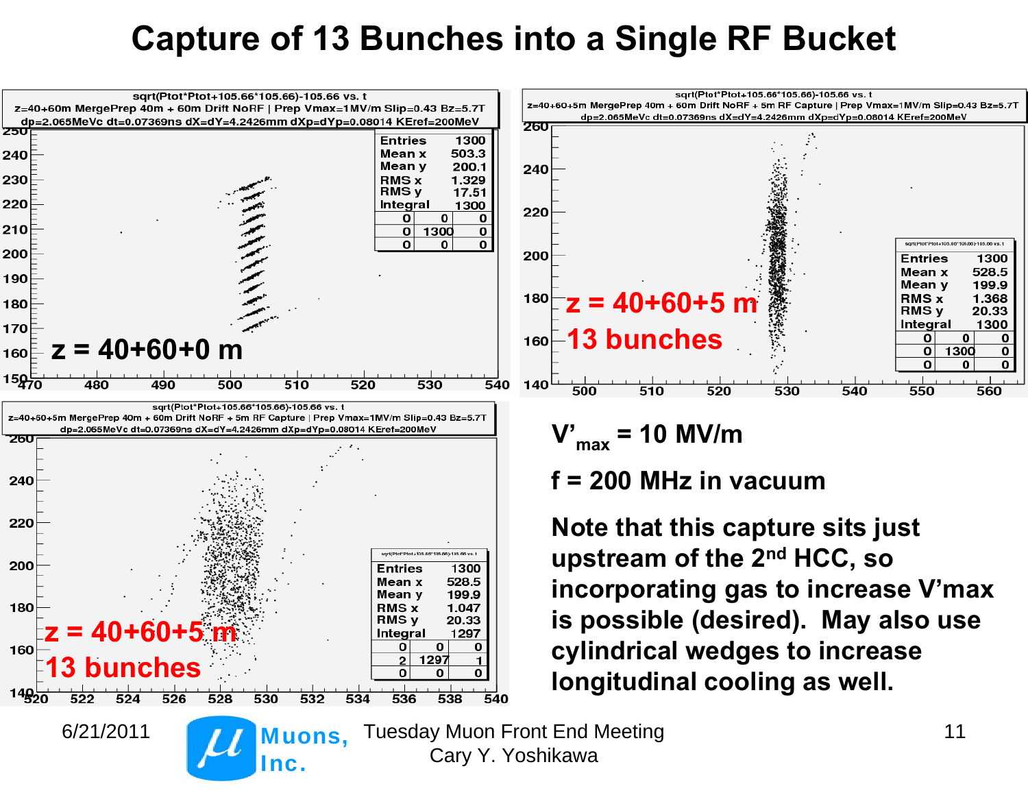# Capture of 13 Bunches into a Single RF Bucket

sqrt(Ptot*Ptot+105.66*105.66)-105.66 vs. t

z=40+60m MergePrep 40m + 60m Drift NoRF | Prep Vmax=1MV/m Slip=0.43 Bz=5.7T

dp=2.065MeVc dt=0.07369ns dX=dY=4.2426mm dXp=dYp=0.08014 KEref=200MeV

| Entries | 1300 |
|---|---|
| Mean x | 503.3 |
| Mean y | 200.1 |
| RMS x | 1.329 |
| RMS y | 17.51 |
| Integral | 1300 |

z = 40+60+0 m

sqrt(Ptot*Ptot+105.66*105.66)-105.66 vs. t

z=40+60+5m MergePrep 40m + 60m Drift NoRF + 5m RF Capture | Prep Vmax=1MV/m Slip=0.43 Bz=5.7T

dp=2.065MeVc dt=0.07369ns dX=dY=4.2426mm dXp=dYp=0.08014 KEref=200MeV

| Entries | 1300 |
|---|---|
| Mean x | 528.5 |
| Mean y | 199.9 |
| RMS x | 1.368 |
| RMS y | 20.33 |
| Integral | 1300 |

z = 40+60+5 m
13 bunches

sqrt(Ptot*Ptot+105.66*105.66)-105.66 vs. t

z=40+60+5m MergePrep 40m + 60m Drift NoRF + 5m RF Capture | Prep Vmax=1MV/m Slip=0.43 Bz=5.7T

dp=2.065MeVc dt=0.07369ns dX=dY=4.2426mm dXp=dYp=0.08014 KEref=200MeV

| Entries | 1300 |
|---|---|
| Mean x | 528.5 |
| Mean y | 199.9 |
| RMS x | 1.047 |
| RMS y | 20.33 |
| Integral | 1297 |

z = 40+60+5 m
13 bunches

**$V'_{max}$ = 10 MV/m**

**f = 200 MHz in vacuum**

**Note that this capture sits just upstream of the 2nd HCC, so incorporating gas to increase V'max is possible (desired). May also use cylindrical wedges to increase longitudinal cooling as well.**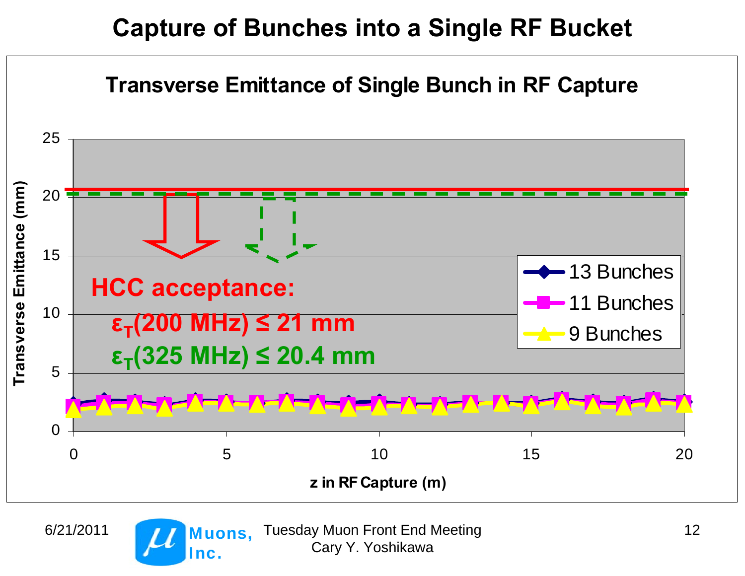# Capture of Bunches into a Single RF Bucket

## Transverse Emittance of Single Bunch in RF Capture

Transverse Emittance (mm)

25
20
15
10
5
0

**HCC acceptance:**

$\epsilon_T$(200 MHz) ≤ 21 mm

$\epsilon_T$(325 MHz) ≤ 20.4 mm

- 13 Bunches
- 11 Bunches
- 9 Bunches

0 5 10 15 20

z in RF Capture (m)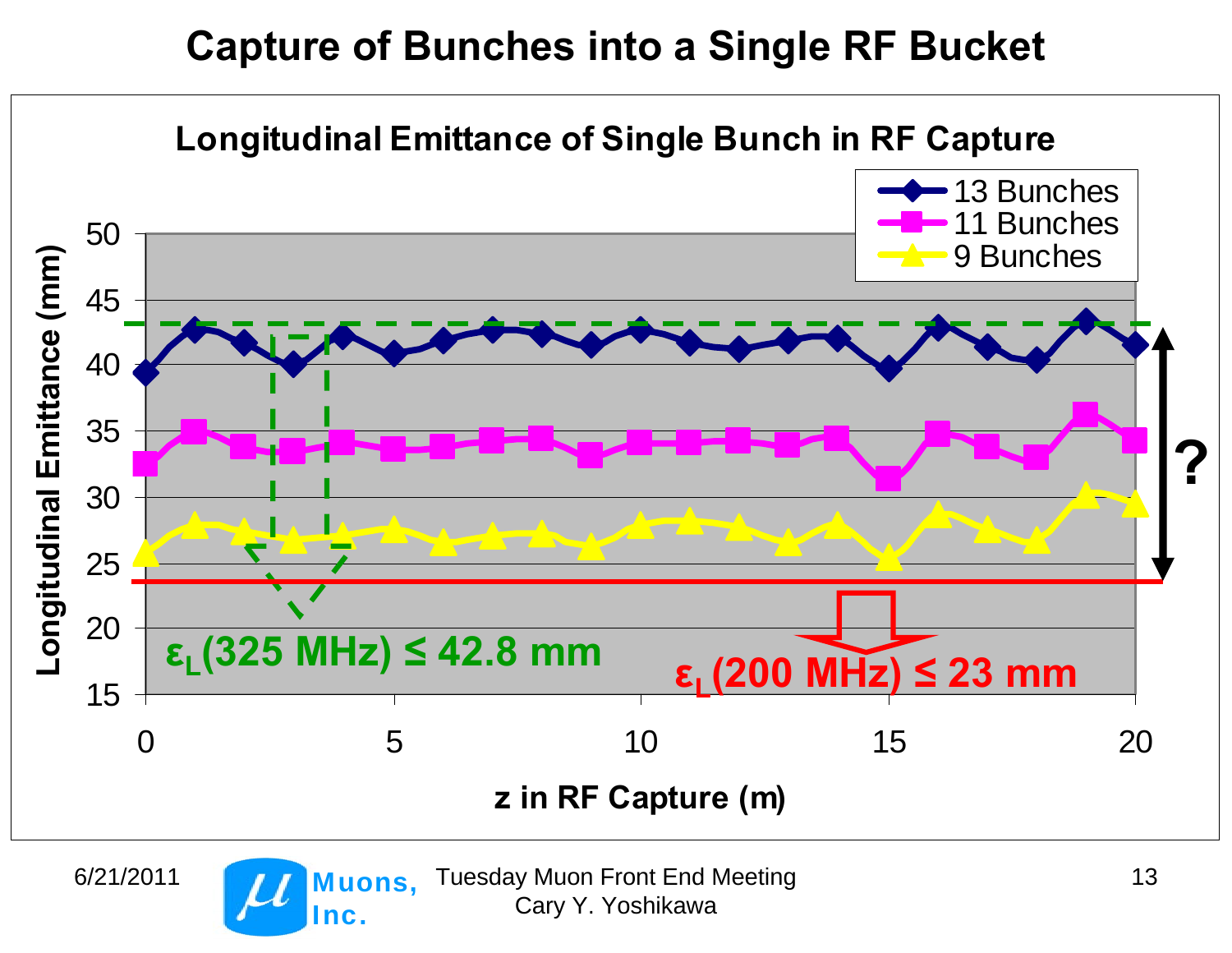# Capture of Bunches into a Single RF Bucket

**Longitudinal Emittance of Single Bunch in RF Capture**

Legend: 13 Bunches, 11 Bunches, 9 Bunches

Y-axis: Longitudinal Emittance (mm) (15 to 50)

X-axis: z in RF Capture (m) (0 to 20)

$\varepsilon_L$(325 MHz) ≤ 42.8 mm

$\varepsilon_L$(200 MHz) ≤ 23 mm

?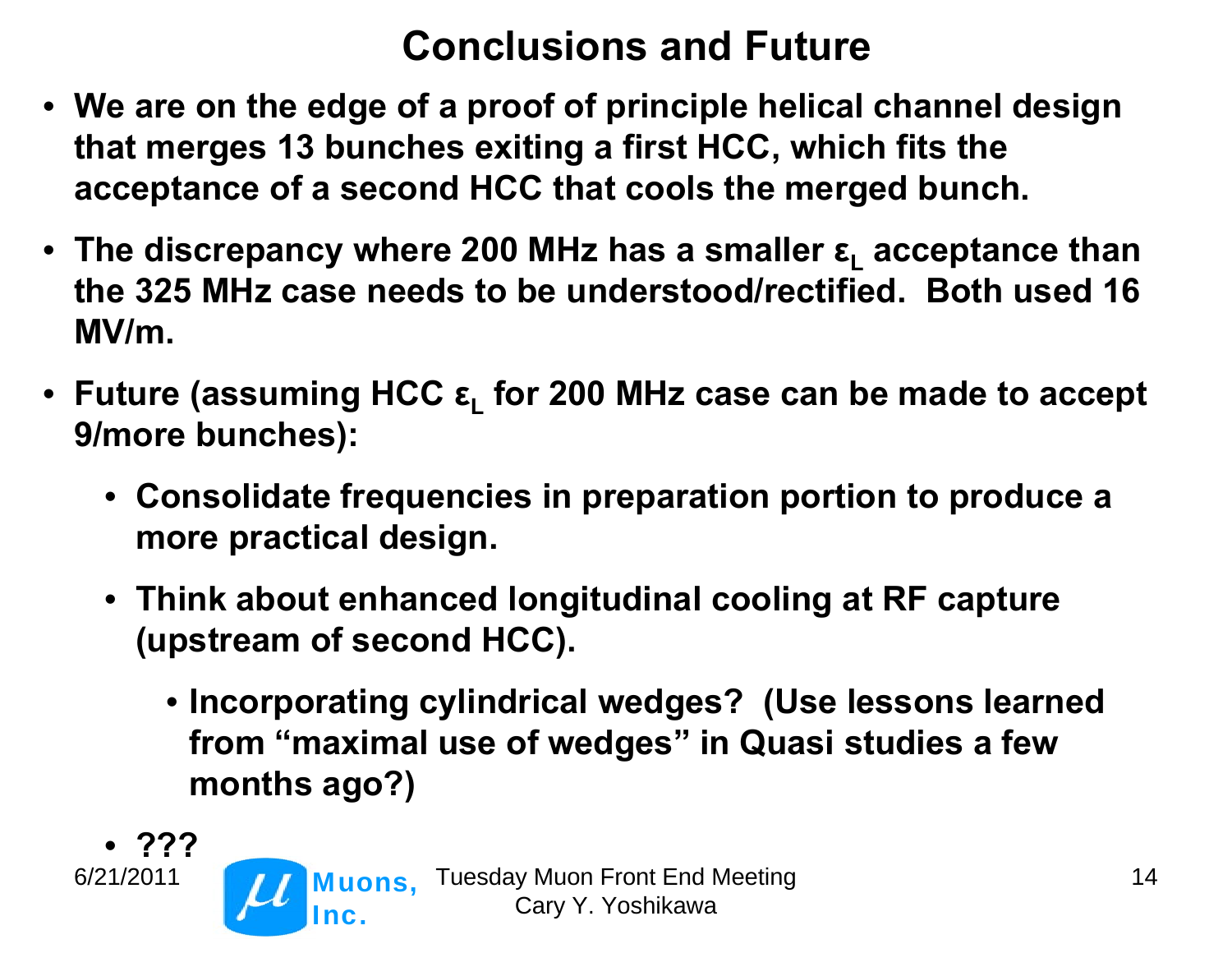# Conclusions and Future

- **We are on the edge of a proof of principle helical channel design that merges 13 bunches exiting a first HCC, which fits the acceptance of a second HCC that cools the merged bunch.**
- **The discrepancy where 200 MHz has a smaller $\varepsilon_L$ acceptance than the 325 MHz case needs to be understood/rectified. Both used 16 MV/m.**
- **Future (assuming HCC $\varepsilon_L$ for 200 MHz case can be made to accept 9/more bunches):**
  - **Consolidate frequencies in preparation portion to produce a more practical design.**
  - **Think about enhanced longitudinal cooling at RF capture (upstream of second HCC).**
    - **Incorporating cylindrical wedges? (Use lessons learned from "maximal use of wedges" in Quasi studies a few months ago?)**
  - **???**